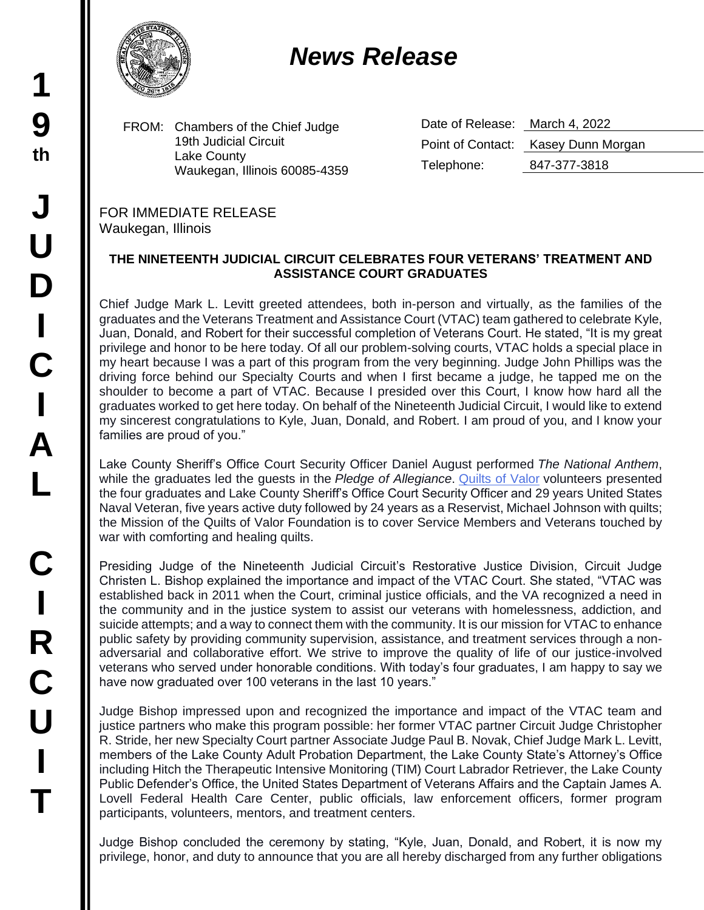# News Release

FROM: Chambers of the Chief Judge
19th Judicial Circuit
Lake County
Waukegan, Illinois 60085-4359

| | |
|---|---|
| Date of Release: | March 4, 2022 |
| Point of Contact: | Kasey Dunn Morgan |
| Telephone: | 847-377-3818 |

FOR IMMEDIATE RELEASE
Waukegan, Illinois

**THE NINETEENTH JUDICIAL CIRCUIT CELEBRATES FOUR VETERANS' TREATMENT AND ASSISTANCE COURT GRADUATES**

Chief Judge Mark L. Levitt greeted attendees, both in-person and virtually, as the families of the graduates and the Veterans Treatment and Assistance Court (VTAC) team gathered to celebrate Kyle, Juan, Donald, and Robert for their successful completion of Veterans Court. He stated, "It is my great privilege and honor to be here today. Of all our problem-solving courts, VTAC holds a special place in my heart because I was a part of this program from the very beginning. Judge John Phillips was the driving force behind our Specialty Courts and when I first became a judge, he tapped me on the shoulder to become a part of VTAC. Because I presided over this Court, I know how hard all the graduates worked to get here today. On behalf of the Nineteenth Judicial Circuit, I would like to extend my sincerest congratulations to Kyle, Juan, Donald, and Robert. I am proud of you, and I know your families are proud of you."

Lake County Sheriff's Office Court Security Officer Daniel August performed *The National Anthem*, while the graduates led the guests in the *Pledge of Allegiance*. Quilts of Valor volunteers presented the four graduates and Lake County Sheriff's Office Court Security Officer and 29 years United States Naval Veteran, five years active duty followed by 24 years as a Reservist, Michael Johnson with quilts; the Mission of the Quilts of Valor Foundation is to cover Service Members and Veterans touched by war with comforting and healing quilts.

Presiding Judge of the Nineteenth Judicial Circuit's Restorative Justice Division, Circuit Judge Christen L. Bishop explained the importance and impact of the VTAC Court. She stated, "VTAC was established back in 2011 when the Court, criminal justice officials, and the VA recognized a need in the community and in the justice system to assist our veterans with homelessness, addiction, and suicide attempts; and a way to connect them with the community. It is our mission for VTAC to enhance public safety by providing community supervision, assistance, and treatment services through a non-adversarial and collaborative effort. We strive to improve the quality of life of our justice-involved veterans who served under honorable conditions. With today's four graduates, I am happy to say we have now graduated over 100 veterans in the last 10 years."

Judge Bishop impressed upon and recognized the importance and impact of the VTAC team and justice partners who make this program possible: her former VTAC partner Circuit Judge Christopher R. Stride, her new Specialty Court partner Associate Judge Paul B. Novak, Chief Judge Mark L. Levitt, members of the Lake County Adult Probation Department, the Lake County State's Attorney's Office including Hitch the Therapeutic Intensive Monitoring (TIM) Court Labrador Retriever, the Lake County Public Defender's Office, the United States Department of Veterans Affairs and the Captain James A. Lovell Federal Health Care Center, public officials, law enforcement officers, former program participants, volunteers, mentors, and treatment centers.

Judge Bishop concluded the ceremony by stating, "Kyle, Juan, Donald, and Robert, it is now my privilege, honor, and duty to announce that you are all hereby discharged from any further obligations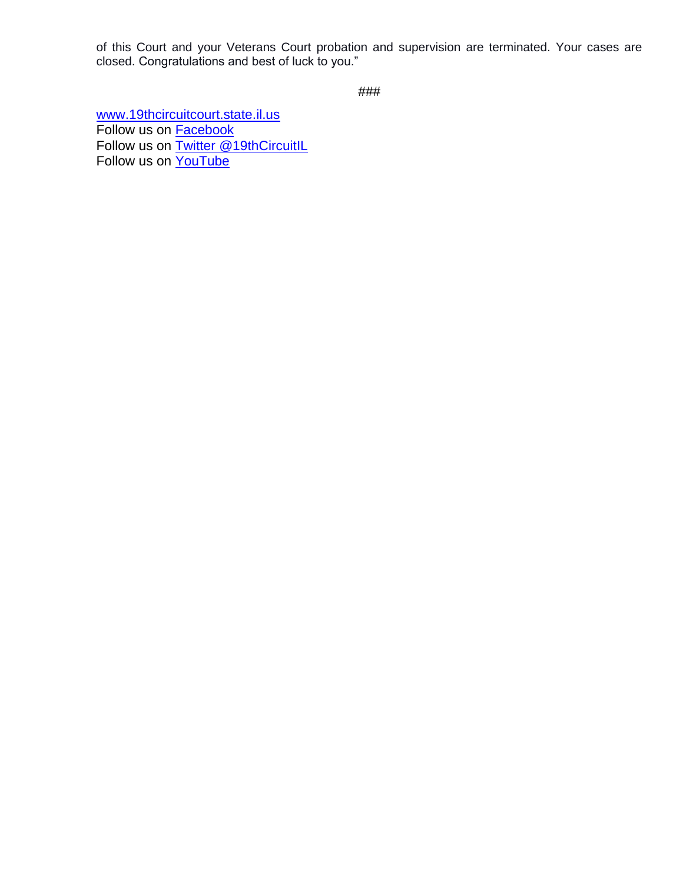of this Court and your Veterans Court probation and supervision are terminated. Your cases are closed. Congratulations and best of luck to you."

###

www.19thcircuitcourt.state.il.us
Follow us on Facebook
Follow us on Twitter @19thCircuitIL
Follow us on YouTube